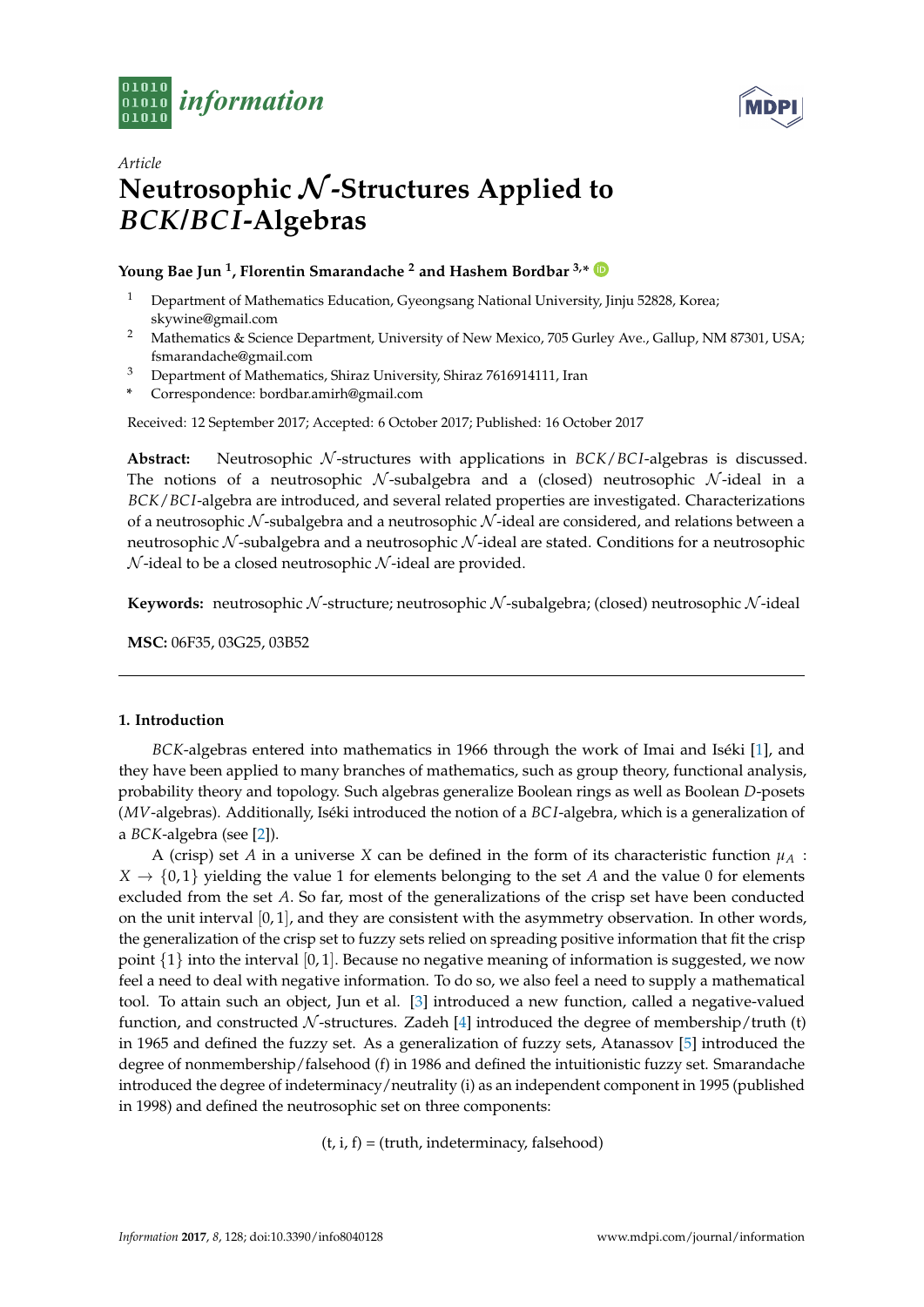*Article*

# Neutrosophic $\mathcal{N}$-Structures Applied to *BCK*/*BCI*-Algebras

**Young Bae Jun [1], Florentin Smarandache [2] and Hashem Bordbar [3,*]**

[1] Department of Mathematics Education, Gyeongsang National University, Jinju 52828, Korea; skywine@gmail.com

[2] Mathematics & Science Department, University of New Mexico, 705 Gurley Ave., Gallup, NM 87301, USA; fsmarandache@gmail.com

[3] Department of Mathematics, Shiraz University, Shiraz 7616914111, Iran

\* Correspondence: bordbar.amirh@gmail.com

Received: 12 September 2017; Accepted: 6 October 2017; Published: 16 October 2017

**Abstract:** Neutrosophic $\mathcal{N}$-structures with applications in *BCK*/*BCI*-algebras is discussed. The notions of a neutrosophic $\mathcal{N}$-subalgebra and a (closed) neutrosophic $\mathcal{N}$-ideal in a *BCK*/*BCI*-algebra are introduced, and several related properties are investigated. Characterizations of a neutrosophic $\mathcal{N}$-subalgebra and a neutrosophic $\mathcal{N}$-ideal are considered, and relations between a neutrosophic $\mathcal{N}$-subalgebra and a neutrosophic $\mathcal{N}$-ideal are stated. Conditions for a neutrosophic $\mathcal{N}$-ideal to be a closed neutrosophic $\mathcal{N}$-ideal are provided.

**Keywords:** neutrosophic $\mathcal{N}$-structure; neutrosophic $\mathcal{N}$-subalgebra; (closed) neutrosophic $\mathcal{N}$-ideal

**MSC:** 06F35, 03G25, 03B52

## 1. Introduction

*BCK*-algebras entered into mathematics in 1966 through the work of Imai and Iséki [1], and they have been applied to many branches of mathematics, such as group theory, functional analysis, probability theory and topology. Such algebras generalize Boolean rings as well as Boolean *D*-posets (*MV*-algebras). Additionally, Iséki introduced the notion of a *BCI*-algebra, which is a generalization of a *BCK*-algebra (see [2]).

A (crisp) set $A$ in a universe $X$ can be defined in the form of its characteristic function $\mu_A : X \to \{0, 1\}$ yielding the value 1 for elements belonging to the set $A$ and the value 0 for elements excluded from the set $A$. So far, most of the generalizations of the crisp set have been conducted on the unit interval $[0, 1]$, and they are consistent with the asymmetry observation. In other words, the generalization of the crisp set to fuzzy sets relied on spreading positive information that fit the crisp point $\{1\}$ into the interval $[0, 1]$. Because no negative meaning of information is suggested, we now feel a need to deal with negative information. To do so, we also feel a need to supply a mathematical tool. To attain such an object, Jun et al. [3] introduced a new function, called a negative-valued function, and constructed $\mathcal{N}$-structures. Zadeh [4] introduced the degree of membership/truth (t) in 1965 and defined the fuzzy set. As a generalization of fuzzy sets, Atanassov [5] introduced the degree of nonmembership/falsehood (f) in 1986 and defined the intuitionistic fuzzy set. Smarandache introduced the degree of indeterminacy/neutrality (i) as an independent component in 1995 (published in 1998) and defined the neutrosophic set on three components:

$$\text{(t, i, f) = (truth, indeterminacy, falsehood)}$$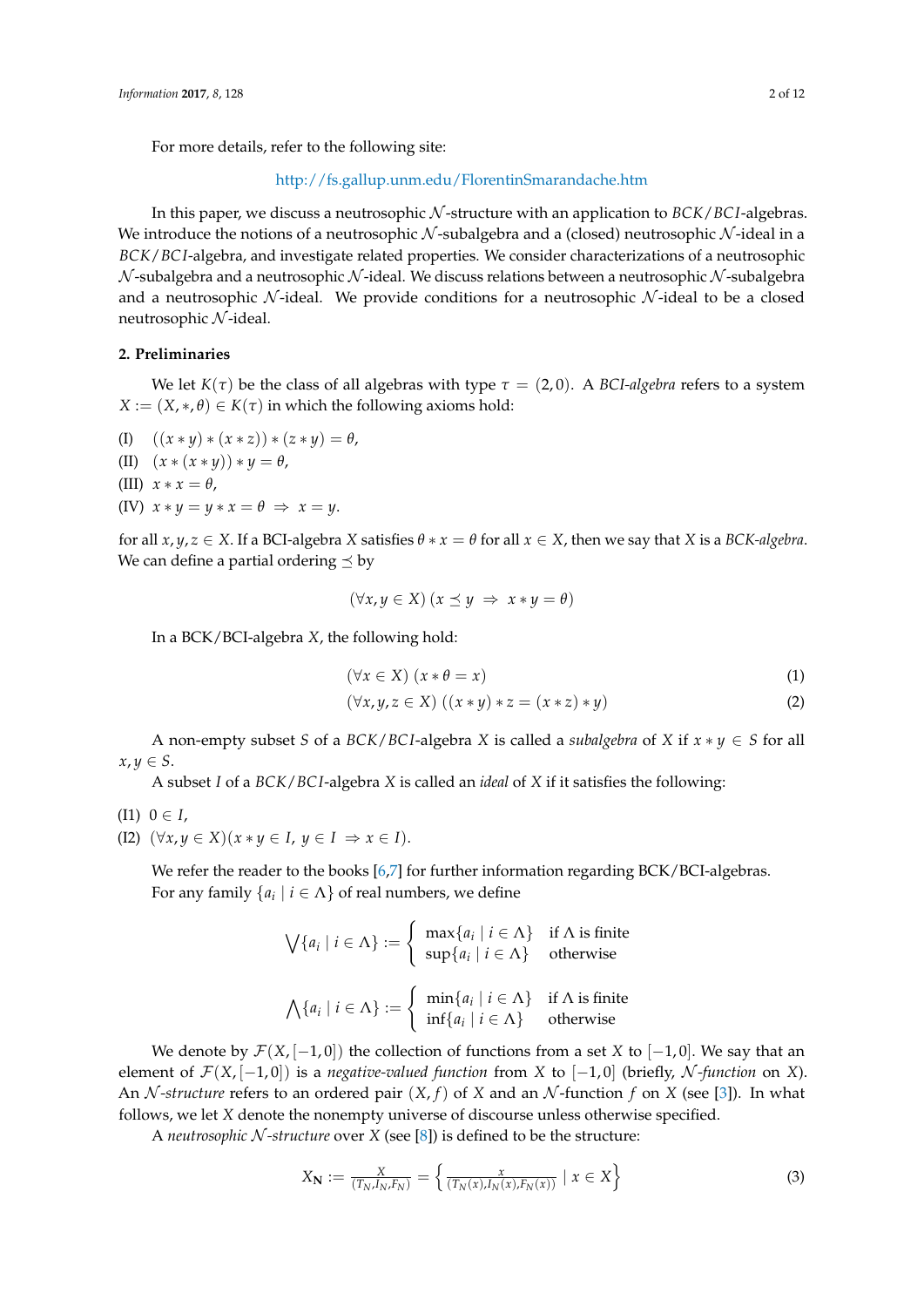For more details, refer to the following site:

http://fs.gallup.unm.edu/FlorentinSmarandache.htm

In this paper, we discuss a neutrosophic $\mathcal{N}$-structure with an application to $BCK/BCI$-algebras. We introduce the notions of a neutrosophic $\mathcal{N}$-subalgebra and a (closed) neutrosophic $\mathcal{N}$-ideal in a $BCK/BCI$-algebra, and investigate related properties. We consider characterizations of a neutrosophic $\mathcal{N}$-subalgebra and a neutrosophic $\mathcal{N}$-ideal. We discuss relations between a neutrosophic $\mathcal{N}$-subalgebra and a neutrosophic $\mathcal{N}$-ideal. We provide conditions for a neutrosophic $\mathcal{N}$-ideal to be a closed neutrosophic $\mathcal{N}$-ideal.

## 2. Preliminaries

We let $K(\tau)$ be the class of all algebras with type $\tau = (2, 0)$. A *BCI-algebra* refers to a system $X := (X, *, \theta) \in K(\tau)$ in which the following axioms hold:

(I) $((x * y) * (x * z)) * (z * y) = \theta$,

(II) $(x * (x * y)) * y = \theta$,

(III) $x * x = \theta$,

(IV) $x * y = y * x = \theta \Rightarrow x = y$.

for all $x, y, z \in X$. If a BCI-algebra $X$ satisfies $\theta * x = \theta$ for all $x \in X$, then we say that $X$ is a *BCK-algebra*. We can define a partial ordering $\preceq$ by

$$(\forall x, y \in X)\,(x \preceq y \Rightarrow x * y = \theta)$$

In a BCK/BCI-algebra $X$, the following hold:

$$(\forall x \in X)\,(x * \theta = x) \tag{1}$$

$$(\forall x, y, z \in X)\,((x * y) * z = (x * z) * y) \tag{2}$$

A non-empty subset $S$ of a $BCK/BCI$-algebra $X$ is called a *subalgebra* of $X$ if $x * y \in S$ for all $x, y \in S$.

A subset $I$ of a $BCK/BCI$-algebra $X$ is called an *ideal* of $X$ if it satisfies the following:

(I1) $0 \in I$,

(I2) $(\forall x, y \in X)(x * y \in I,\ y \in I \Rightarrow x \in I)$.

We refer the reader to the books [6,7] for further information regarding BCK/BCI-algebras.

For any family $\{a_i \mid i \in \Lambda\}$ of real numbers, we define

$$\bigvee\{a_i \mid i \in \Lambda\} := \begin{cases} \max\{a_i \mid i \in \Lambda\} & \text{if } \Lambda \text{ is finite} \\ \sup\{a_i \mid i \in \Lambda\} & \text{otherwise} \end{cases}$$

$$\bigwedge\{a_i \mid i \in \Lambda\} := \begin{cases} \min\{a_i \mid i \in \Lambda\} & \text{if } \Lambda \text{ is finite} \\ \inf\{a_i \mid i \in \Lambda\} & \text{otherwise} \end{cases}$$

We denote by $\mathcal{F}(X, [-1, 0])$ the collection of functions from a set $X$ to $[-1, 0]$. We say that an element of $\mathcal{F}(X, [-1, 0])$ is a *negative-valued function* from $X$ to $[-1, 0]$ (briefly, $\mathcal{N}$-*function* on $X$). An $\mathcal{N}$-*structure* refers to an ordered pair $(X, f)$ of $X$ and an $\mathcal{N}$-function $f$ on $X$ (see [3]). In what follows, we let $X$ denote the nonempty universe of discourse unless otherwise specified.

A *neutrosophic* $\mathcal{N}$-*structure* over $X$ (see [8]) is defined to be the structure:

$$X_{\mathbf{N}} := \frac{X}{(T_N, I_N, F_N)} = \left\{ \frac{x}{(T_N(x), I_N(x), F_N(x))} \mid x \in X \right\} \tag{3}$$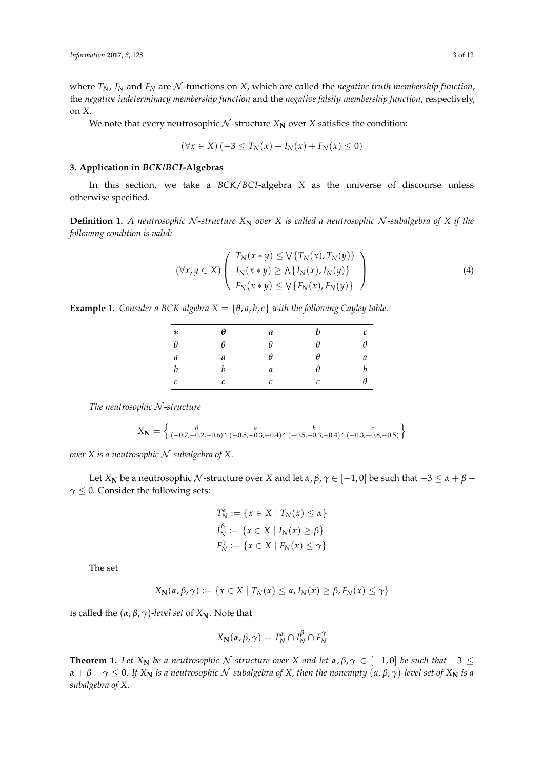where $T_N$, $I_N$ and $F_N$ are $\mathcal{N}$-functions on $X$, which are called the *negative truth membership function*, the *negative indeterminacy membership function* and the *negative falsity membership function*, respectively, on $X$.

We note that every neutrosophic $\mathcal{N}$-structure $X_{\mathbf{N}}$ over $X$ satisfies the condition:

$$(\forall x \in X)\,(-3 \leq T_N(x) + I_N(x) + F_N(x) \leq 0)$$

## 3. Application in *BCK*/*BCI*-Algebras

In this section, we take a *BCK*/*BCI*-algebra $X$ as the universe of discourse unless otherwise specified.

**Definition 1.** *A neutrosophic $\mathcal{N}$-structure $X_{\mathbf{N}}$ over $X$ is called a neutrosophic $\mathcal{N}$-subalgebra of $X$ if the following condition is valid:*

$$(\forall x, y \in X) \left( \begin{array}{l} T_N(x * y) \leq \bigvee\{T_N(x), T_N(y)\} \\ I_N(x * y) \geq \bigwedge\{I_N(x), I_N(y)\} \\ F_N(x * y) \leq \bigvee\{F_N(x), F_N(y)\} \end{array} \right) \tag{4}$$

**Example 1.** *Consider a BCK-algebra $X = \{\theta, a, b, c\}$ with the following Cayley table.*

| $*$ | $\theta$ | $a$ | $b$ | $c$ |
|---|---|---|---|---|
| $\theta$ | $\theta$ | $\theta$ | $\theta$ | $\theta$ |
| $a$ | $a$ | $\theta$ | $\theta$ | $a$ |
| $b$ | $b$ | $a$ | $\theta$ | $b$ |
| $c$ | $c$ | $c$ | $c$ | $\theta$ |

*The neutrosophic $\mathcal{N}$-structure*

$$X_{\mathbf{N}} = \left\{ \tfrac{\theta}{(-0.7,-0.2,-0.6)}, \tfrac{a}{(-0.5,-0.3,-0.4)}, \tfrac{b}{(-0.5,-0.3,-0.4)}, \tfrac{c}{(-0.3,-0.8,-0.5)} \right\}$$

*over $X$ is a neutrosophic $\mathcal{N}$-subalgebra of $X$.*

Let $X_{\mathbf{N}}$ be a neutrosophic $\mathcal{N}$-structure over $X$ and let $\alpha, \beta, \gamma \in [-1, 0]$ be such that $-3 \leq \alpha + \beta + \gamma \leq 0$. Consider the following sets:

$$\begin{aligned} T_N^{\alpha} &:= \{x \in X \mid T_N(x) \leq \alpha\} \\ I_N^{\beta} &:= \{x \in X \mid I_N(x) \geq \beta\} \\ F_N^{\gamma} &:= \{x \in X \mid F_N(x) \leq \gamma\} \end{aligned}$$

The set

$$X_{\mathbf{N}}(\alpha, \beta, \gamma) := \{x \in X \mid T_N(x) \leq \alpha, I_N(x) \geq \beta, F_N(x) \leq \gamma\}$$

is called the $(\alpha, \beta, \gamma)$*-level set* of $X_{\mathbf{N}}$. Note that

$$X_{\mathbf{N}}(\alpha, \beta, \gamma) = T_N^{\alpha} \cap I_N^{\beta} \cap F_N^{\gamma}$$

**Theorem 1.** *Let $X_{\mathbf{N}}$ be a neutrosophic $\mathcal{N}$-structure over $X$ and let $\alpha, \beta, \gamma \in [-1, 0]$ be such that $-3 \leq \alpha + \beta + \gamma \leq 0$. If $X_{\mathbf{N}}$ is a neutrosophic $\mathcal{N}$-subalgebra of $X$, then the nonempty $(\alpha, \beta, \gamma)$-level set of $X_{\mathbf{N}}$ is a subalgebra of $X$.*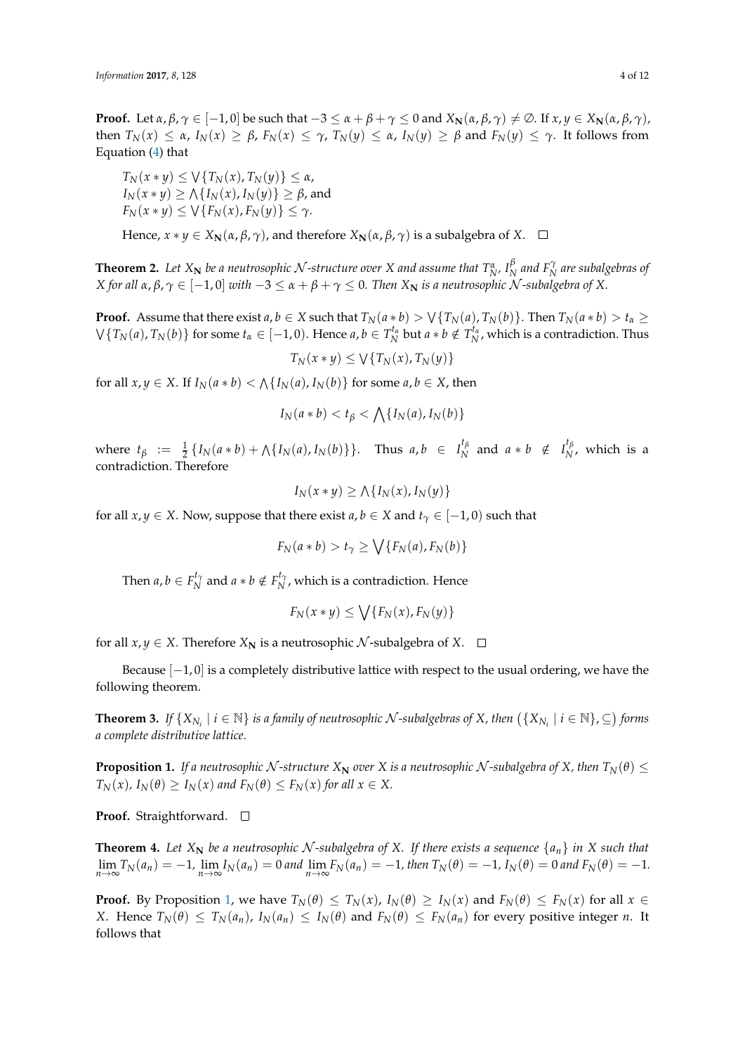**Proof.** Let $\alpha, \beta, \gamma \in [-1, 0]$ be such that $-3 \leq \alpha + \beta + \gamma \leq 0$ and $X_{\mathbf{N}}(\alpha, \beta, \gamma) \neq \emptyset$. If $x, y \in X_{\mathbf{N}}(\alpha, \beta, \gamma)$, then $T_N(x) \leq \alpha$, $I_N(x) \geq \beta$, $F_N(x) \leq \gamma$, $T_N(y) \leq \alpha$, $I_N(y) \geq \beta$ and $F_N(y) \leq \gamma$. It follows from Equation (4) that

$T_N(x * y) \leq \bigvee\{T_N(x), T_N(y)\} \leq \alpha$,
$I_N(x * y) \geq \bigwedge\{I_N(x), I_N(y)\} \geq \beta$, and
$F_N(x * y) \leq \bigvee\{F_N(x), F_N(y)\} \leq \gamma$.

Hence, $x * y \in X_{\mathbf{N}}(\alpha, \beta, \gamma)$, and therefore $X_{\mathbf{N}}(\alpha, \beta, \gamma)$ is a subalgebra of $X$. □

**Theorem 2.** *Let $X_{\mathbf{N}}$ be a neutrosophic $\mathcal{N}$-structure over $X$ and assume that $T_N^{\alpha}$, $I_N^{\beta}$ and $F_N^{\gamma}$ are subalgebras of $X$ for all $\alpha, \beta, \gamma \in [-1, 0]$ with $-3 \leq \alpha + \beta + \gamma \leq 0$. Then $X_{\mathbf{N}}$ is a neutrosophic $\mathcal{N}$-subalgebra of $X$.*

**Proof.** Assume that there exist $a, b \in X$ such that $T_N(a * b) > \bigvee\{T_N(a), T_N(b)\}$. Then $T_N(a * b) > t_\alpha \geq \bigvee\{T_N(a), T_N(b)\}$ for some $t_\alpha \in [-1, 0)$. Hence $a, b \in T_N^{t_\alpha}$ but $a * b \notin T_N^{t_\alpha}$, which is a contradiction. Thus

$$T_N(x * y) \leq \bigvee\{T_N(x), T_N(y)\}$$

for all $x, y \in X$. If $I_N(a * b) < \bigwedge\{I_N(a), I_N(b)\}$ for some $a, b \in X$, then

$$I_N(a * b) < t_\beta < \bigwedge\{I_N(a), I_N(b)\}$$

where $t_\beta := \frac{1}{2}\{I_N(a * b) + \bigwedge\{I_N(a), I_N(b)\}\}$. Thus $a, b \in I_N^{t_\beta}$ and $a * b \notin I_N^{t_\beta}$, which is a contradiction. Therefore

$$I_N(x * y) \geq \bigwedge\{I_N(x), I_N(y)\}$$

for all $x, y \in X$. Now, suppose that there exist $a, b \in X$ and $t_\gamma \in [-1, 0)$ such that

$$F_N(a * b) > t_\gamma \geq \bigvee\{F_N(a), F_N(b)\}$$

Then $a, b \in F_N^{t_\gamma}$ and $a * b \notin F_N^{t_\gamma}$, which is a contradiction. Hence

$$F_N(x * y) \leq \bigvee\{F_N(x), F_N(y)\}$$

for all $x, y \in X$. Therefore $X_{\mathbf{N}}$ is a neutrosophic $\mathcal{N}$-subalgebra of $X$. □

Because $[-1, 0]$ is a completely distributive lattice with respect to the usual ordering, we have the following theorem.

**Theorem 3.** *If $\{X_{N_i} \mid i \in \mathbb{N}\}$ is a family of neutrosophic $\mathcal{N}$-subalgebras of $X$, then $(\{X_{N_i} \mid i \in \mathbb{N}\}, \subseteq)$ forms a complete distributive lattice.*

**Proposition 1.** *If a neutrosophic $\mathcal{N}$-structure $X_{\mathbf{N}}$ over $X$ is a neutrosophic $\mathcal{N}$-subalgebra of $X$, then $T_N(\theta) \leq T_N(x)$, $I_N(\theta) \geq I_N(x)$ and $F_N(\theta) \leq F_N(x)$ for all $x \in X$.*

**Proof.** Straightforward. □

**Theorem 4.** *Let $X_{\mathbf{N}}$ be a neutrosophic $\mathcal{N}$-subalgebra of $X$. If there exists a sequence $\{a_n\}$ in $X$ such that $\lim_{n\to\infty} T_N(a_n) = -1$, $\lim_{n\to\infty} I_N(a_n) = 0$ and $\lim_{n\to\infty} F_N(a_n) = -1$, then $T_N(\theta) = -1$, $I_N(\theta) = 0$ and $F_N(\theta) = -1$.*

**Proof.** By Proposition 1, we have $T_N(\theta) \leq T_N(x)$, $I_N(\theta) \geq I_N(x)$ and $F_N(\theta) \leq F_N(x)$ for all $x \in X$. Hence $T_N(\theta) \leq T_N(a_n)$, $I_N(a_n) \leq I_N(\theta)$ and $F_N(\theta) \leq F_N(a_n)$ for every positive integer $n$. It follows that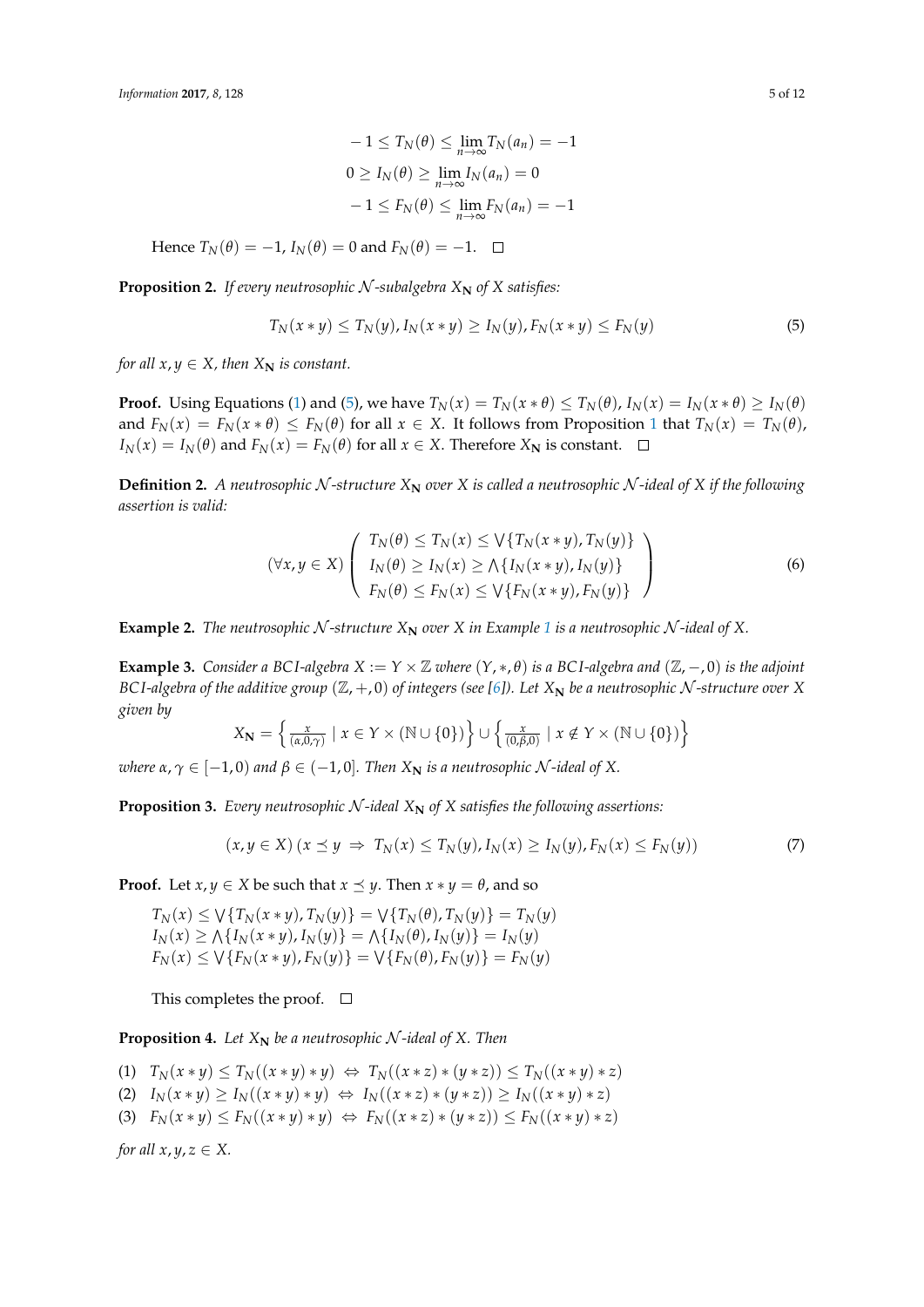$$
\begin{aligned}
-1 &\leq T_N(\theta) \leq \lim_{n\to\infty} T_N(a_n) = -1 \\
0 &\geq I_N(\theta) \geq \lim_{n\to\infty} I_N(a_n) = 0 \\
-1 &\leq F_N(\theta) \leq \lim_{n\to\infty} F_N(a_n) = -1
\end{aligned}
$$

Hence $T_N(\theta) = -1$, $I_N(\theta) = 0$ and $F_N(\theta) = -1$. □

**Proposition 2.** *If every neutrosophic $\mathcal{N}$-subalgebra $X_{\mathbf{N}}$ of $X$ satisfies:*

$$
T_N(x * y) \leq T_N(y), I_N(x * y) \geq I_N(y), F_N(x * y) \leq F_N(y) \tag{5}
$$

*for all $x, y \in X$, then $X_{\mathbf{N}}$ is constant.*

**Proof.** Using Equations (1) and (5), we have $T_N(x) = T_N(x * \theta) \leq T_N(\theta)$, $I_N(x) = I_N(x * \theta) \geq I_N(\theta)$ and $F_N(x) = F_N(x * \theta) \leq F_N(\theta)$ for all $x \in X$. It follows from Proposition 1 that $T_N(x) = T_N(\theta)$, $I_N(x) = I_N(\theta)$ and $F_N(x) = F_N(\theta)$ for all $x \in X$. Therefore $X_{\mathbf{N}}$ is constant. □

**Definition 2.** *A neutrosophic $\mathcal{N}$-structure $X_{\mathbf{N}}$ over $X$ is called a neutrosophic $\mathcal{N}$-ideal of $X$ if the following assertion is valid:*

$$
(\forall x, y \in X) \left( \begin{array}{l} T_N(\theta) \leq T_N(x) \leq \bigvee\{T_N(x * y), T_N(y)\} \\ I_N(\theta) \geq I_N(x) \geq \bigwedge\{I_N(x * y), I_N(y)\} \\ F_N(\theta) \leq F_N(x) \leq \bigvee\{F_N(x * y), F_N(y)\} \end{array} \right) \tag{6}
$$

**Example 2.** *The neutrosophic $\mathcal{N}$-structure $X_{\mathbf{N}}$ over $X$ in Example 1 is a neutrosophic $\mathcal{N}$-ideal of $X$.*

**Example 3.** *Consider a BCI-algebra $X := Y \times \mathbb{Z}$ where $(Y, *, \theta)$ is a BCI-algebra and $(\mathbb{Z}, -, 0)$ is the adjoint BCI-algebra of the additive group $(\mathbb{Z}, +, 0)$ of integers (see [6]). Let $X_{\mathbf{N}}$ be a neutrosophic $\mathcal{N}$-structure over $X$ given by*

$$
X_{\mathbf{N}} = \left\{ \tfrac{x}{(\alpha, 0, \gamma)} \mid x \in Y \times (\mathbb{N} \cup \{0\}) \right\} \cup \left\{ \tfrac{x}{(0, \beta, 0)} \mid x \notin Y \times (\mathbb{N} \cup \{0\}) \right\}
$$

*where $\alpha, \gamma \in [-1, 0)$ and $\beta \in (-1, 0]$. Then $X_{\mathbf{N}}$ is a neutrosophic $\mathcal{N}$-ideal of $X$.*

**Proposition 3.** *Every neutrosophic $\mathcal{N}$-ideal $X_{\mathbf{N}}$ of $X$ satisfies the following assertions:*

$$
(x, y \in X)\,(x \preceq y \;\Rightarrow\; T_N(x) \leq T_N(y), I_N(x) \geq I_N(y), F_N(x) \leq F_N(y)) \tag{7}
$$

**Proof.** Let $x, y \in X$ be such that $x \preceq y$. Then $x * y = \theta$, and so

$$
\begin{aligned}
T_N(x) &\leq \bigvee\{T_N(x * y), T_N(y)\} = \bigvee\{T_N(\theta), T_N(y)\} = T_N(y) \\
I_N(x) &\geq \bigwedge\{I_N(x * y), I_N(y)\} = \bigwedge\{I_N(\theta), I_N(y)\} = I_N(y) \\
F_N(x) &\leq \bigvee\{F_N(x * y), F_N(y)\} = \bigvee\{F_N(\theta), F_N(y)\} = F_N(y)
\end{aligned}
$$

This completes the proof. □

**Proposition 4.** *Let $X_{\mathbf{N}}$ be a neutrosophic $\mathcal{N}$-ideal of $X$. Then*

(1) $T_N(x * y) \leq T_N((x * y) * y) \;\Leftrightarrow\; T_N((x * z) * (y * z)) \leq T_N((x * y) * z)$
(2) $I_N(x * y) \geq I_N((x * y) * y) \;\Leftrightarrow\; I_N((x * z) * (y * z)) \geq I_N((x * y) * z)$
(3) $F_N(x * y) \leq F_N((x * y) * y) \;\Leftrightarrow\; F_N((x * z) * (y * z)) \leq F_N((x * y) * z)$

*for all $x, y, z \in X$.*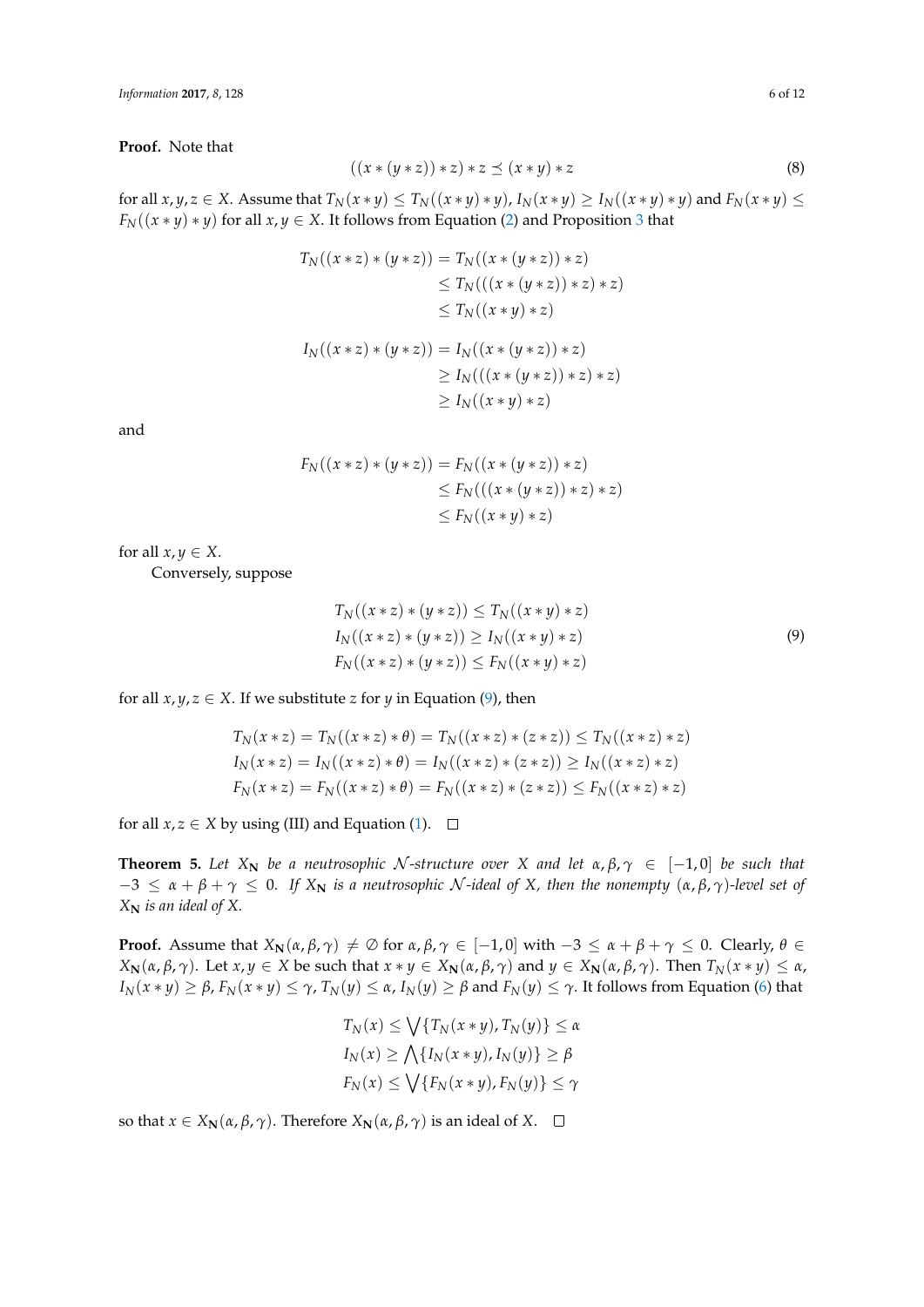**Proof.** Note that

$$((x*(y*z))*z)*z \preceq (x*y)*z \tag{8}$$

for all $x, y, z \in X$. Assume that $T_N(x*y) \leq T_N((x*y)*y)$, $I_N(x*y) \geq I_N((x*y)*y)$ and $F_N(x*y) \leq F_N((x*y)*y)$ for all $x, y \in X$. It follows from Equation (2) and Proposition 3 that

$$\begin{aligned} T_N((x*z)*(y*z)) &= T_N((x*(y*z))*z) \\ &\leq T_N(((x*(y*z))*z)*z) \\ &\leq T_N((x*y)*z) \end{aligned}$$

$$\begin{aligned} I_N((x*z)*(y*z)) &= I_N((x*(y*z))*z) \\ &\geq I_N(((x*(y*z))*z)*z) \\ &\geq I_N((x*y)*z) \end{aligned}$$

and

$$\begin{aligned} F_N((x*z)*(y*z)) &= F_N((x*(y*z))*z) \\ &\leq F_N(((x*(y*z))*z)*z) \\ &\leq F_N((x*y)*z) \end{aligned}$$

for all $x, y \in X$.

Conversely, suppose

$$\begin{aligned} T_N((x*z)*(y*z)) &\leq T_N((x*y)*z) \\ I_N((x*z)*(y*z)) &\geq I_N((x*y)*z) \\ F_N((x*z)*(y*z)) &\leq F_N((x*y)*z) \end{aligned} \tag{9}$$

for all $x, y, z \in X$. If we substitute $z$ for $y$ in Equation (9), then

$$\begin{aligned} T_N(x*z) &= T_N((x*z)*\theta) = T_N((x*z)*(z*z)) \leq T_N((x*z)*z) \\ I_N(x*z) &= I_N((x*z)*\theta) = I_N((x*z)*(z*z)) \geq I_N((x*z)*z) \\ F_N(x*z) &= F_N((x*z)*\theta) = F_N((x*z)*(z*z)) \leq F_N((x*z)*z) \end{aligned}$$

for all $x, z \in X$ by using (III) and Equation (1). □

**Theorem 5.** *Let $X_{\mathbf{N}}$ be a neutrosophic $\mathcal{N}$-structure over $X$ and let $\alpha, \beta, \gamma \in [-1, 0]$ be such that $-3 \leq \alpha + \beta + \gamma \leq 0$. If $X_{\mathbf{N}}$ is a neutrosophic $\mathcal{N}$-ideal of $X$, then the nonempty $(\alpha, \beta, \gamma)$-level set of $X_{\mathbf{N}}$ is an ideal of $X$.*

**Proof.** Assume that $X_{\mathbf{N}}(\alpha, \beta, \gamma) \neq \emptyset$ for $\alpha, \beta, \gamma \in [-1, 0]$ with $-3 \leq \alpha + \beta + \gamma \leq 0$. Clearly, $\theta \in X_{\mathbf{N}}(\alpha, \beta, \gamma)$. Let $x, y \in X$ be such that $x*y \in X_{\mathbf{N}}(\alpha, \beta, \gamma)$ and $y \in X_{\mathbf{N}}(\alpha, \beta, \gamma)$. Then $T_N(x*y) \leq \alpha$, $I_N(x*y) \geq \beta$, $F_N(x*y) \leq \gamma$, $T_N(y) \leq \alpha$, $I_N(y) \geq \beta$ and $F_N(y) \leq \gamma$. It follows from Equation (6) that

$$\begin{aligned} T_N(x) &\leq \bigvee\{T_N(x*y), T_N(y)\} \leq \alpha \\ I_N(x) &\geq \bigwedge\{I_N(x*y), I_N(y)\} \geq \beta \\ F_N(x) &\leq \bigvee\{F_N(x*y), F_N(y)\} \leq \gamma \end{aligned}$$

so that $x \in X_{\mathbf{N}}(\alpha, \beta, \gamma)$. Therefore $X_{\mathbf{N}}(\alpha, \beta, \gamma)$ is an ideal of $X$. □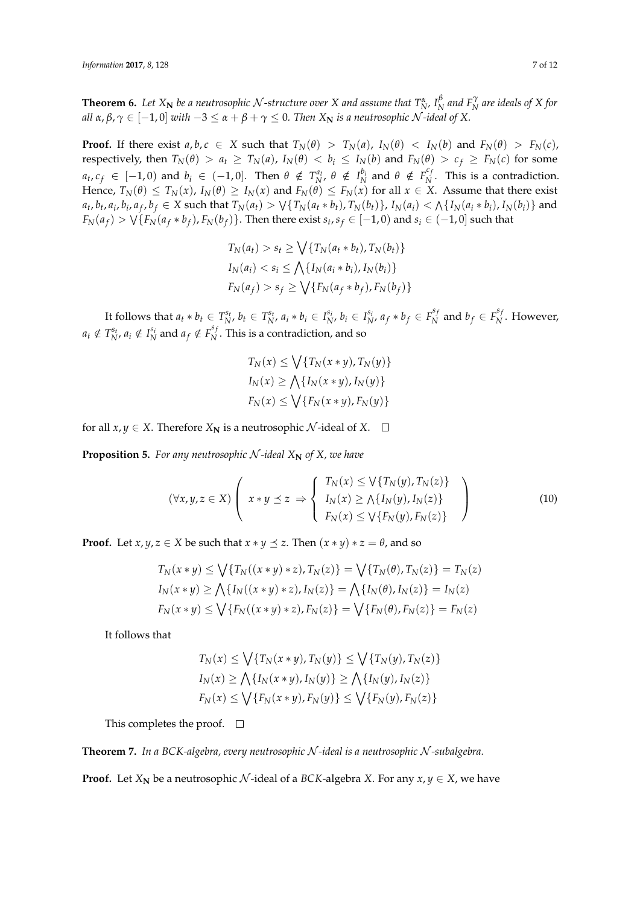**Theorem 6.** *Let $X_{\mathbf{N}}$ be a neutrosophic $\mathcal{N}$-structure over $X$ and assume that $T_N^{\alpha}$, $I_N^{\beta}$ and $F_N^{\gamma}$ are ideals of $X$ for all $\alpha, \beta, \gamma \in [-1, 0]$ with $-3 \leq \alpha + \beta + \gamma \leq 0$. Then $X_{\mathbf{N}}$ is a neutrosophic $\mathcal{N}$-ideal of $X$.*

**Proof.** If there exist $a, b, c \in X$ such that $T_N(\theta) > T_N(a)$, $I_N(\theta) < I_N(b)$ and $F_N(\theta) > F_N(c)$, respectively, then $T_N(\theta) > a_t \geq T_N(a)$, $I_N(\theta) < b_i \leq I_N(b)$ and $F_N(\theta) > c_f \geq F_N(c)$ for some $a_t, c_f \in [-1, 0)$ and $b_i \in (-1, 0]$. Then $\theta \notin T_N^{a_t}$, $\theta \notin I_N^{b_i}$ and $\theta \notin F_N^{c_f}$. This is a contradiction. Hence, $T_N(\theta) \leq T_N(x)$, $I_N(\theta) \geq I_N(x)$ and $F_N(\theta) \leq F_N(x)$ for all $x \in X$. Assume that there exist $a_t, b_t, a_i, b_i, a_f, b_f \in X$ such that $T_N(a_t) > \bigvee\{T_N(a_t * b_t), T_N(b_t)\}$, $I_N(a_i) < \bigwedge\{I_N(a_i * b_i), I_N(b_i)\}$ and $F_N(a_f) > \bigvee\{F_N(a_f * b_f), F_N(b_f)\}$. Then there exist $s_t, s_f \in [-1, 0)$ and $s_i \in (-1, 0]$ such that

$$
\begin{aligned}
T_N(a_t) &> s_t \geq \bigvee\{T_N(a_t * b_t), T_N(b_t)\} \\
I_N(a_i) &< s_i \leq \bigwedge\{I_N(a_i * b_i), I_N(b_i)\} \\
F_N(a_f) &> s_f \geq \bigvee\{F_N(a_f * b_f), F_N(b_f)\}
\end{aligned}
$$

It follows that $a_t * b_t \in T_N^{s_t}$, $b_t \in T_N^{s_t}$, $a_i * b_i \in I_N^{s_i}$, $b_i \in I_N^{s_i}$, $a_f * b_f \in F_N^{s_f}$ and $b_f \in F_N^{s_f}$. However, $a_t \notin T_N^{s_t}$, $a_i \notin I_N^{s_i}$ and $a_f \notin F_N^{s_f}$. This is a contradiction, and so

$$
\begin{aligned}
T_N(x) &\leq \bigvee\{T_N(x * y), T_N(y)\} \\
I_N(x) &\geq \bigwedge\{I_N(x * y), I_N(y)\} \\
F_N(x) &\leq \bigvee\{F_N(x * y), F_N(y)\}
\end{aligned}
$$

for all $x, y \in X$. Therefore $X_{\mathbf{N}}$ is a neutrosophic $\mathcal{N}$-ideal of $X$. □

**Proposition 5.** *For any neutrosophic $\mathcal{N}$-ideal $X_{\mathbf{N}}$ of $X$, we have*

$$
(\forall x, y, z \in X) \left( x * y \preceq z \Rightarrow \left\{ \begin{array}{l} T_N(x) \leq \bigvee\{T_N(y), T_N(z)\} \\ I_N(x) \geq \bigwedge\{I_N(y), I_N(z)\} \\ F_N(x) \leq \bigvee\{F_N(y), F_N(z)\} \end{array} \right. \right) \tag{10}
$$

**Proof.** Let $x, y, z \in X$ be such that $x * y \preceq z$. Then $(x * y) * z = \theta$, and so

$$
\begin{aligned}
T_N(x * y) &\leq \bigvee\{T_N((x * y) * z), T_N(z)\} = \bigvee\{T_N(\theta), T_N(z)\} = T_N(z) \\
I_N(x * y) &\geq \bigwedge\{I_N((x * y) * z), I_N(z)\} = \bigwedge\{I_N(\theta), I_N(z)\} = I_N(z) \\
F_N(x * y) &\leq \bigvee\{F_N((x * y) * z), F_N(z)\} = \bigvee\{F_N(\theta), F_N(z)\} = F_N(z)
\end{aligned}
$$

It follows that

$$
\begin{aligned}
T_N(x) &\leq \bigvee\{T_N(x * y), T_N(y)\} \leq \bigvee\{T_N(y), T_N(z)\} \\
I_N(x) &\geq \bigwedge\{I_N(x * y), I_N(y)\} \geq \bigwedge\{I_N(y), I_N(z)\} \\
F_N(x) &\leq \bigvee\{F_N(x * y), F_N(y)\} \leq \bigvee\{F_N(y), F_N(z)\}
\end{aligned}
$$

This completes the proof. □

**Theorem 7.** *In a BCK-algebra, every neutrosophic $\mathcal{N}$-ideal is a neutrosophic $\mathcal{N}$-subalgebra.*

**Proof.** Let $X_{\mathbf{N}}$ be a neutrosophic $\mathcal{N}$-ideal of a *BCK*-algebra $X$. For any $x, y \in X$, we have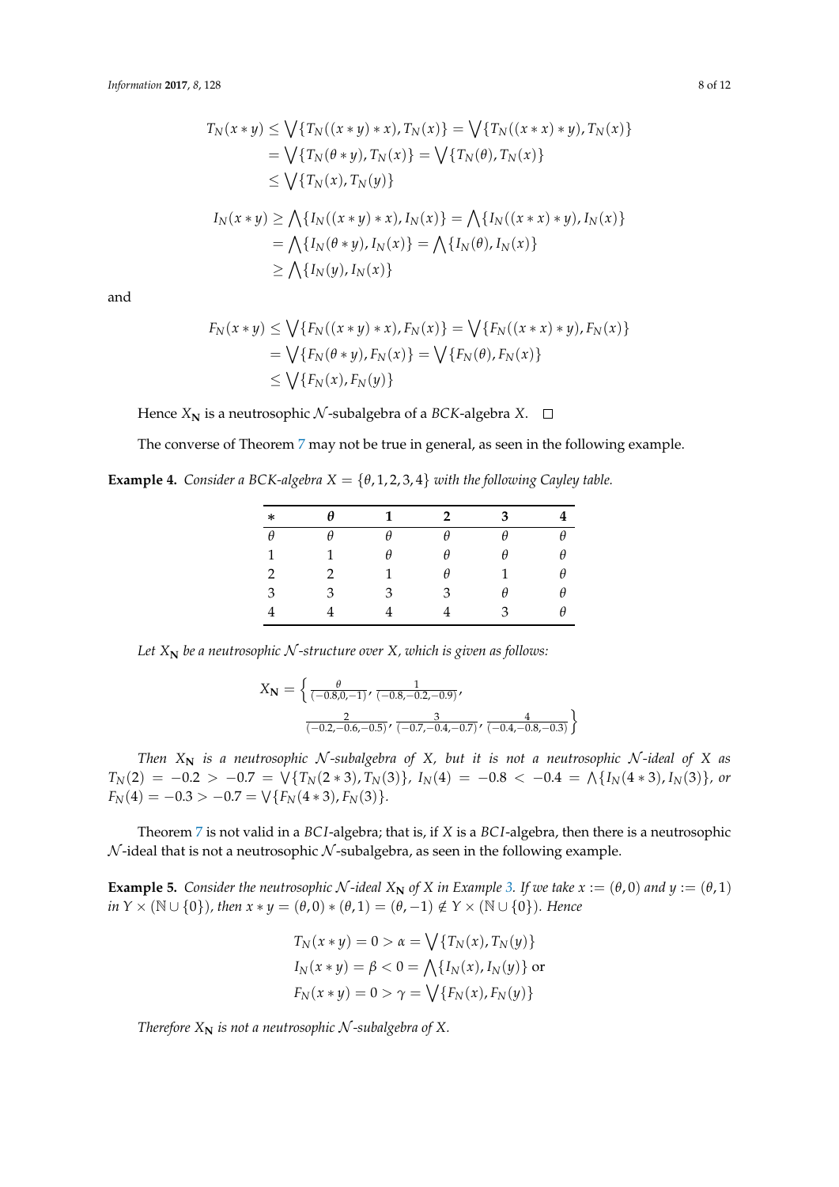$$
\begin{aligned}
T_N(x*y) &\le \bigvee\{T_N((x*y)*x), T_N(x)\} = \bigvee\{T_N((x*x)*y), T_N(x)\} \\
&= \bigvee\{T_N(\theta*y), T_N(x)\} = \bigvee\{T_N(\theta), T_N(x)\} \\
&\le \bigvee\{T_N(x), T_N(y)\}
\end{aligned}
$$

$$
\begin{aligned}
I_N(x*y) &\ge \bigwedge\{I_N((x*y)*x), I_N(x)\} = \bigwedge\{I_N((x*x)*y), I_N(x)\} \\
&= \bigwedge\{I_N(\theta*y), I_N(x)\} = \bigwedge\{I_N(\theta), I_N(x)\} \\
&\ge \bigwedge\{I_N(y), I_N(x)\}
\end{aligned}
$$

and

$$
\begin{aligned}
F_N(x*y) &\le \bigvee\{F_N((x*y)*x), F_N(x)\} = \bigvee\{F_N((x*x)*y), F_N(x)\} \\
&= \bigvee\{F_N(\theta*y), F_N(x)\} = \bigvee\{F_N(\theta), F_N(x)\} \\
&\le \bigvee\{F_N(x), F_N(y)\}
\end{aligned}
$$

Hence $X_{\mathbf{N}}$ is a neutrosophic $\mathcal{N}$-subalgebra of a *BCK*-algebra $X$. □

The converse of Theorem 7 may not be true in general, as seen in the following example.

**Example 4.** *Consider a BCK-algebra $X = \{\theta, 1, 2, 3, 4\}$ with the following Cayley table.*

| $*$ | $\theta$ | 1 | 2 | 3 | 4 |
|---|---|---|---|---|---|
| $\theta$ | $\theta$ | $\theta$ | $\theta$ | $\theta$ | $\theta$ |
| 1 | 1 | $\theta$ | $\theta$ | $\theta$ | $\theta$ |
| 2 | 2 | 1 | $\theta$ | 1 | $\theta$ |
| 3 | 3 | 3 | 3 | $\theta$ | $\theta$ |
| 4 | 4 | 4 | 4 | 3 | $\theta$ |

*Let $X_{\mathbf{N}}$ be a neutrosophic $\mathcal{N}$-structure over $X$, which is given as follows:*

$$
X_{\mathbf{N}} = \left\{ \frac{\theta}{(-0.8, 0, -1)}, \frac{1}{(-0.8, -0.2, -0.9)}, \frac{2}{(-0.2, -0.6, -0.5)}, \frac{3}{(-0.7, -0.4, -0.7)}, \frac{4}{(-0.4, -0.8, -0.3)} \right\}
$$

*Then $X_{\mathbf{N}}$ is a neutrosophic $\mathcal{N}$-subalgebra of $X$, but it is not a neutrosophic $\mathcal{N}$-ideal of $X$ as $T_N(2) = -0.2 > -0.7 = \bigvee\{T_N(2*3), T_N(3)\}$, $I_N(4) = -0.8 < -0.4 = \bigwedge\{I_N(4*3), I_N(3)\}$, or $F_N(4) = -0.3 > -0.7 = \bigvee\{F_N(4*3), F_N(3)\}$.*

Theorem 7 is not valid in a *BCI*-algebra; that is, if $X$ is a *BCI*-algebra, then there is a neutrosophic $\mathcal{N}$-ideal that is not a neutrosophic $\mathcal{N}$-subalgebra, as seen in the following example.

**Example 5.** *Consider the neutrosophic $\mathcal{N}$-ideal $X_{\mathbf{N}}$ of $X$ in Example 3. If we take $x := (\theta, 0)$ and $y := (\theta, 1)$ in $Y \times (\mathbb{N} \cup \{0\})$, then $x * y = (\theta, 0) * (\theta, 1) = (\theta, -1) \notin Y \times (\mathbb{N} \cup \{0\})$. Hence*

$$
\begin{aligned}
&T_N(x*y) = 0 > \alpha = \bigvee\{T_N(x), T_N(y)\} \\
&I_N(x*y) = \beta < 0 = \bigwedge\{I_N(x), I_N(y)\} \text{ or} \\
&F_N(x*y) = 0 > \gamma = \bigvee\{F_N(x), F_N(y)\}
\end{aligned}
$$

*Therefore $X_{\mathbf{N}}$ is not a neutrosophic $\mathcal{N}$-subalgebra of $X$.*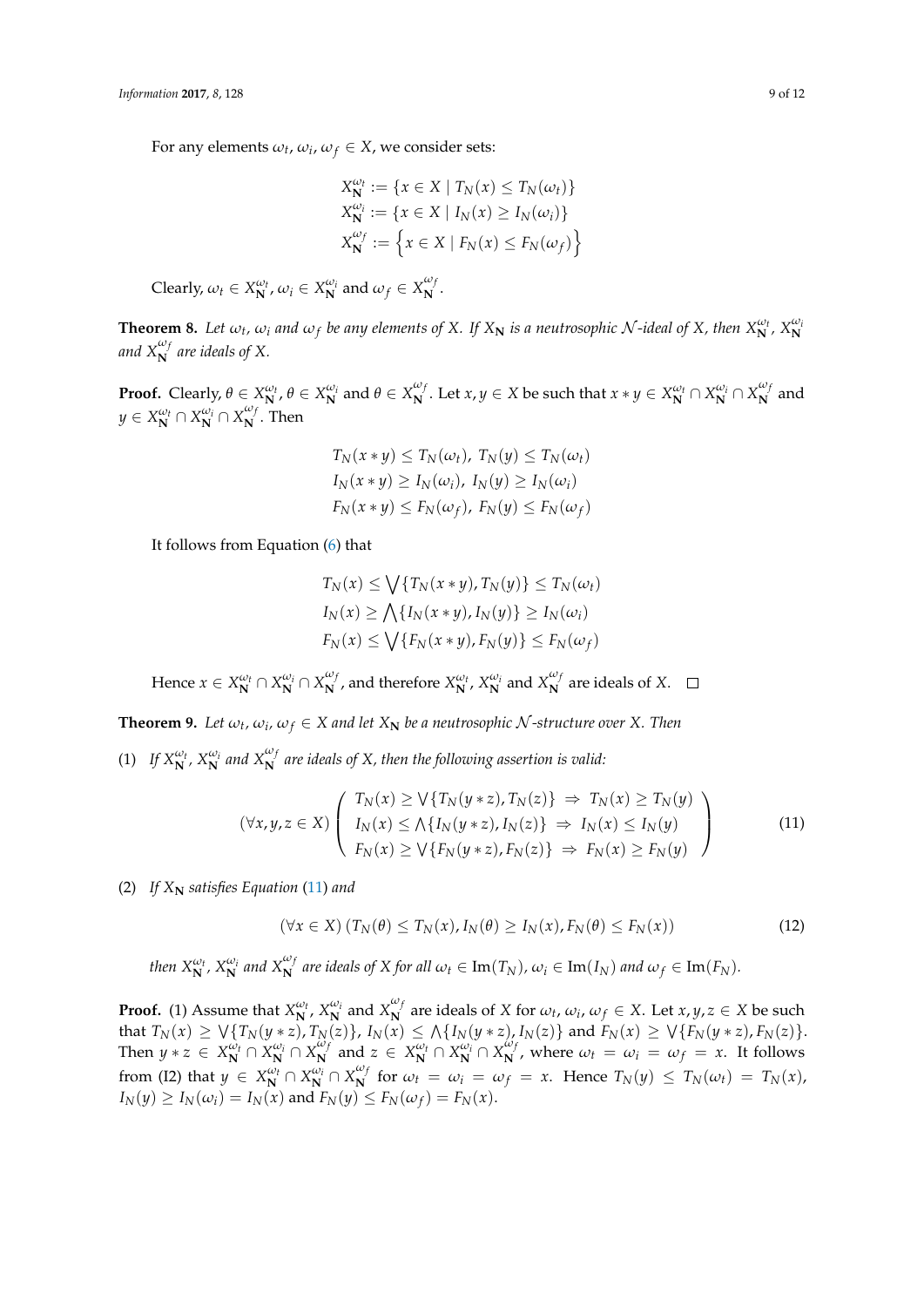For any elements $\omega_t, \omega_i, \omega_f \in X$, we consider sets:

$$
\begin{aligned}
X_{\mathbf{N}}^{\omega_t} &:= \{x \in X \mid T_N(x) \leq T_N(\omega_t)\} \\
X_{\mathbf{N}}^{\omega_i} &:= \{x \in X \mid I_N(x) \geq I_N(\omega_i)\} \\
X_{\mathbf{N}}^{\omega_f} &:= \left\{x \in X \mid F_N(x) \leq F_N(\omega_f)\right\}
\end{aligned}
$$

Clearly, $\omega_t \in X_{\mathbf{N}}^{\omega_t}$, $\omega_i \in X_{\mathbf{N}}^{\omega_i}$ and $\omega_f \in X_{\mathbf{N}}^{\omega_f}$.

**Theorem 8.** *Let $\omega_t$, $\omega_i$ and $\omega_f$ be any elements of $X$. If $X_{\mathbf{N}}$ is a neutrosophic $\mathcal{N}$-ideal of $X$, then $X_{\mathbf{N}}^{\omega_t}$, $X_{\mathbf{N}}^{\omega_i}$ and $X_{\mathbf{N}}^{\omega_f}$ are ideals of $X$.*

**Proof.** Clearly, $\theta \in X_{\mathbf{N}}^{\omega_t}$, $\theta \in X_{\mathbf{N}}^{\omega_i}$ and $\theta \in X_{\mathbf{N}}^{\omega_f}$. Let $x, y \in X$ be such that $x * y \in X_{\mathbf{N}}^{\omega_t} \cap X_{\mathbf{N}}^{\omega_i} \cap X_{\mathbf{N}}^{\omega_f}$ and $y \in X_{\mathbf{N}}^{\omega_t} \cap X_{\mathbf{N}}^{\omega_i} \cap X_{\mathbf{N}}^{\omega_f}$. Then

$$
\begin{aligned}
&T_N(x * y) \leq T_N(\omega_t),\ T_N(y) \leq T_N(\omega_t) \\
&I_N(x * y) \geq I_N(\omega_i),\ I_N(y) \geq I_N(\omega_i) \\
&F_N(x * y) \leq F_N(\omega_f),\ F_N(y) \leq F_N(\omega_f)
\end{aligned}
$$

It follows from Equation (6) that

$$
\begin{aligned}
&T_N(x) \leq \bigvee\{T_N(x * y), T_N(y)\} \leq T_N(\omega_t) \\
&I_N(x) \geq \bigwedge\{I_N(x * y), I_N(y)\} \geq I_N(\omega_i) \\
&F_N(x) \leq \bigvee\{F_N(x * y), F_N(y)\} \leq F_N(\omega_f)
\end{aligned}
$$

Hence $x \in X_{\mathbf{N}}^{\omega_t} \cap X_{\mathbf{N}}^{\omega_i} \cap X_{\mathbf{N}}^{\omega_f}$, and therefore $X_{\mathbf{N}}^{\omega_t}$, $X_{\mathbf{N}}^{\omega_i}$ and $X_{\mathbf{N}}^{\omega_f}$ are ideals of $X$. $\square$

**Theorem 9.** *Let $\omega_t, \omega_i, \omega_f \in X$ and let $X_{\mathbf{N}}$ be a neutrosophic $\mathcal{N}$-structure over $X$. Then*

(1) *If $X_{\mathbf{N}}^{\omega_t}$, $X_{\mathbf{N}}^{\omega_i}$ and $X_{\mathbf{N}}^{\omega_f}$ are ideals of $X$, then the following assertion is valid:*

$$
(\forall x, y, z \in X) \left( \begin{array}{l} T_N(x) \geq \bigvee\{T_N(y * z), T_N(z)\} \ \Rightarrow \ T_N(x) \geq T_N(y) \\ I_N(x) \leq \bigwedge\{I_N(y * z), I_N(z)\} \ \Rightarrow \ I_N(x) \leq I_N(y) \\ F_N(x) \geq \bigvee\{F_N(y * z), F_N(z)\} \ \Rightarrow \ F_N(x) \geq F_N(y) \end{array} \right) \tag{11}
$$

(2) *If $X_{\mathbf{N}}$ satisfies Equation (11) and*

$$
(\forall x \in X)\,(T_N(\theta) \leq T_N(x), I_N(\theta) \geq I_N(x), F_N(\theta) \leq F_N(x)) \tag{12}
$$

*then $X_{\mathbf{N}}^{\omega_t}$, $X_{\mathbf{N}}^{\omega_i}$ and $X_{\mathbf{N}}^{\omega_f}$ are ideals of $X$ for all $\omega_t \in \mathrm{Im}(T_N)$, $\omega_i \in \mathrm{Im}(I_N)$ and $\omega_f \in \mathrm{Im}(F_N)$.*

**Proof.** (1) Assume that $X_{\mathbf{N}}^{\omega_t}$, $X_{\mathbf{N}}^{\omega_i}$ and $X_{\mathbf{N}}^{\omega_f}$ are ideals of $X$ for $\omega_t, \omega_i, \omega_f \in X$. Let $x, y, z \in X$ be such that $T_N(x) \geq \bigvee\{T_N(y * z), T_N(z)\}$, $I_N(x) \leq \bigwedge\{I_N(y * z), I_N(z)\}$ and $F_N(x) \geq \bigvee\{F_N(y * z), F_N(z)\}$. Then $y * z \in X_{\mathbf{N}}^{\omega_t} \cap X_{\mathbf{N}}^{\omega_i} \cap X_{\mathbf{N}}^{\omega_f}$ and $z \in X_{\mathbf{N}}^{\omega_t} \cap X_{\mathbf{N}}^{\omega_i} \cap X_{\mathbf{N}}^{\omega_f}$, where $\omega_t = \omega_i = \omega_f = x$. It follows from (I2) that $y \in X_{\mathbf{N}}^{\omega_t} \cap X_{\mathbf{N}}^{\omega_i} \cap X_{\mathbf{N}}^{\omega_f}$ for $\omega_t = \omega_i = \omega_f = x$. Hence $T_N(y) \leq T_N(\omega_t) = T_N(x)$, $I_N(y) \geq I_N(\omega_i) = I_N(x)$ and $F_N(y) \leq F_N(\omega_f) = F_N(x)$.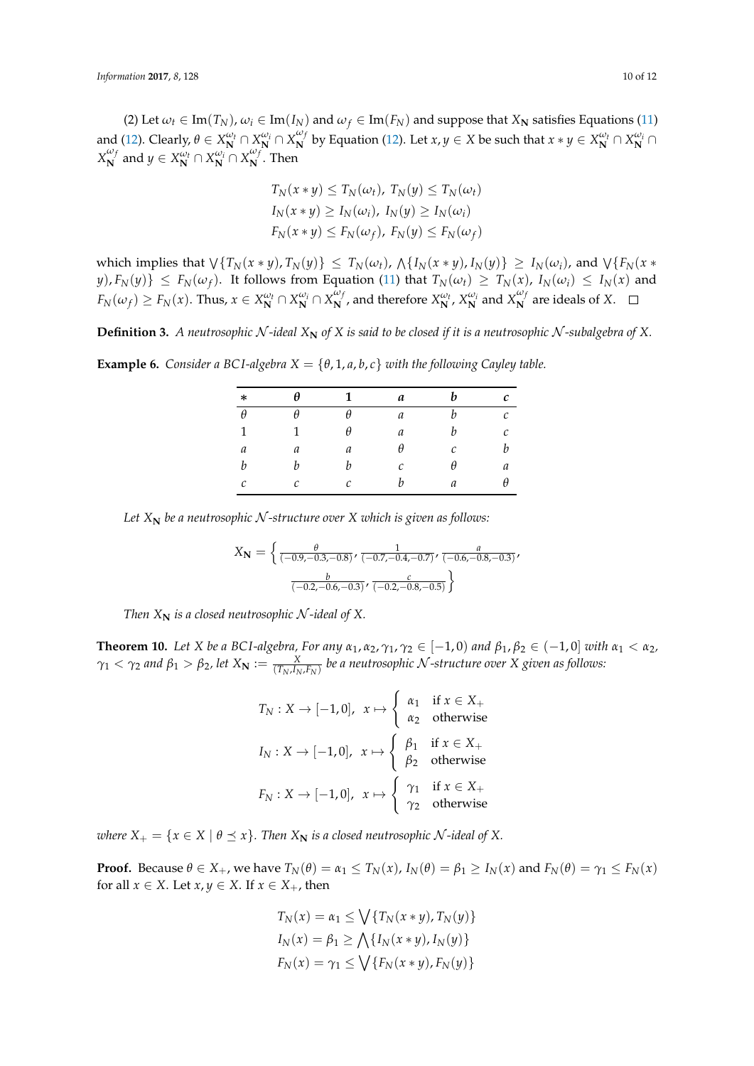(2) Let $\omega_t \in \mathrm{Im}(T_N)$, $\omega_i \in \mathrm{Im}(I_N)$ and $\omega_f \in \mathrm{Im}(F_N)$ and suppose that $X_{\mathbf{N}}$ satisfies Equations (11) and (12). Clearly, $\theta \in X_{\mathbf{N}}^{\omega_t} \cap X_{\mathbf{N}}^{\omega_i} \cap X_{\mathbf{N}}^{\omega_f}$ by Equation (12). Let $x, y \in X$ be such that $x * y \in X_{\mathbf{N}}^{\omega_t} \cap X_{\mathbf{N}}^{\omega_i} \cap X_{\mathbf{N}}^{\omega_f}$ and $y \in X_{\mathbf{N}}^{\omega_t} \cap X_{\mathbf{N}}^{\omega_i} \cap X_{\mathbf{N}}^{\omega_f}$. Then

$$
\begin{aligned}
&T_N(x*y) \leq T_N(\omega_t),\ T_N(y) \leq T_N(\omega_t)\\
&I_N(x*y) \geq I_N(\omega_i),\ I_N(y) \geq I_N(\omega_i)\\
&F_N(x*y) \leq F_N(\omega_f),\ F_N(y) \leq F_N(\omega_f)
\end{aligned}
$$

which implies that $\bigvee\{T_N(x*y), T_N(y)\} \leq T_N(\omega_t)$, $\bigwedge\{I_N(x*y), I_N(y)\} \geq I_N(\omega_i)$, and $\bigvee\{F_N(x*y), F_N(y)\} \leq F_N(\omega_f)$. It follows from Equation (11) that $T_N(\omega_t) \geq T_N(x)$, $I_N(\omega_i) \leq I_N(x)$ and $F_N(\omega_f) \geq F_N(x)$. Thus, $x \in X_{\mathbf{N}}^{\omega_t} \cap X_{\mathbf{N}}^{\omega_i} \cap X_{\mathbf{N}}^{\omega_f}$, and therefore $X_{\mathbf{N}}^{\omega_t}$, $X_{\mathbf{N}}^{\omega_i}$ and $X_{\mathbf{N}}^{\omega_f}$ are ideals of $X$. $\square$

**Definition 3.** *A neutrosophic $\mathcal{N}$-ideal $X_{\mathbf{N}}$ of $X$ is said to be closed if it is a neutrosophic $\mathcal{N}$-subalgebra of $X$.*

**Example 6.** *Consider a BCI-algebra $X = \{\theta, 1, a, b, c\}$ with the following Cayley table.*

| $*$ | $\theta$ | $1$ | $a$ | $b$ | $c$ |
|---|---|---|---|---|---|
| $\theta$ | $\theta$ | $\theta$ | $a$ | $b$ | $c$ |
| $1$ | $1$ | $\theta$ | $a$ | $b$ | $c$ |
| $a$ | $a$ | $a$ | $\theta$ | $c$ | $b$ |
| $b$ | $b$ | $b$ | $c$ | $\theta$ | $a$ |
| $c$ | $c$ | $c$ | $b$ | $a$ | $\theta$ |

*Let $X_{\mathbf{N}}$ be a neutrosophic $\mathcal{N}$-structure over $X$ which is given as follows:*

$$
X_{\mathbf{N}} = \left\{ \frac{\theta}{(-0.9,-0.3,-0.8)}, \frac{1}{(-0.7,-0.4,-0.7)}, \frac{a}{(-0.6,-0.8,-0.3)}, \frac{b}{(-0.2,-0.6,-0.3)}, \frac{c}{(-0.2,-0.8,-0.5)} \right\}
$$

*Then $X_{\mathbf{N}}$ is a closed neutrosophic $\mathcal{N}$-ideal of $X$.*

**Theorem 10.** *Let $X$ be a BCI-algebra, For any $\alpha_1, \alpha_2, \gamma_1, \gamma_2 \in [-1, 0)$ and $\beta_1, \beta_2 \in (-1, 0]$ with $\alpha_1 < \alpha_2$, $\gamma_1 < \gamma_2$ and $\beta_1 > \beta_2$, let $X_{\mathbf{N}} := \frac{X}{(T_N, I_N, F_N)}$ be a neutrosophic $\mathcal{N}$-structure over $X$ given as follows:*

$$
T_N : X \to [-1,0],\ \ x \mapsto \begin{cases} \alpha_1 & \text{if } x \in X_+ \\ \alpha_2 & \text{otherwise} \end{cases}
$$

$$
I_N : X \to [-1,0],\ \ x \mapsto \begin{cases} \beta_1 & \text{if } x \in X_+ \\ \beta_2 & \text{otherwise} \end{cases}
$$

$$
F_N : X \to [-1,0],\ \ x \mapsto \begin{cases} \gamma_1 & \text{if } x \in X_+ \\ \gamma_2 & \text{otherwise} \end{cases}
$$

*where $X_+ = \{x \in X \mid \theta \preceq x\}$. Then $X_{\mathbf{N}}$ is a closed neutrosophic $\mathcal{N}$-ideal of $X$.*

**Proof.** Because $\theta \in X_+$, we have $T_N(\theta) = \alpha_1 \leq T_N(x)$, $I_N(\theta) = \beta_1 \geq I_N(x)$ and $F_N(\theta) = \gamma_1 \leq F_N(x)$ for all $x \in X$. Let $x, y \in X$. If $x \in X_+$, then

$$
\begin{aligned}
&T_N(x) = \alpha_1 \leq \bigvee\{T_N(x*y), T_N(y)\}\\
&I_N(x) = \beta_1 \geq \bigwedge\{I_N(x*y), I_N(y)\}\\
&F_N(x) = \gamma_1 \leq \bigvee\{F_N(x*y), F_N(y)\}
\end{aligned}
$$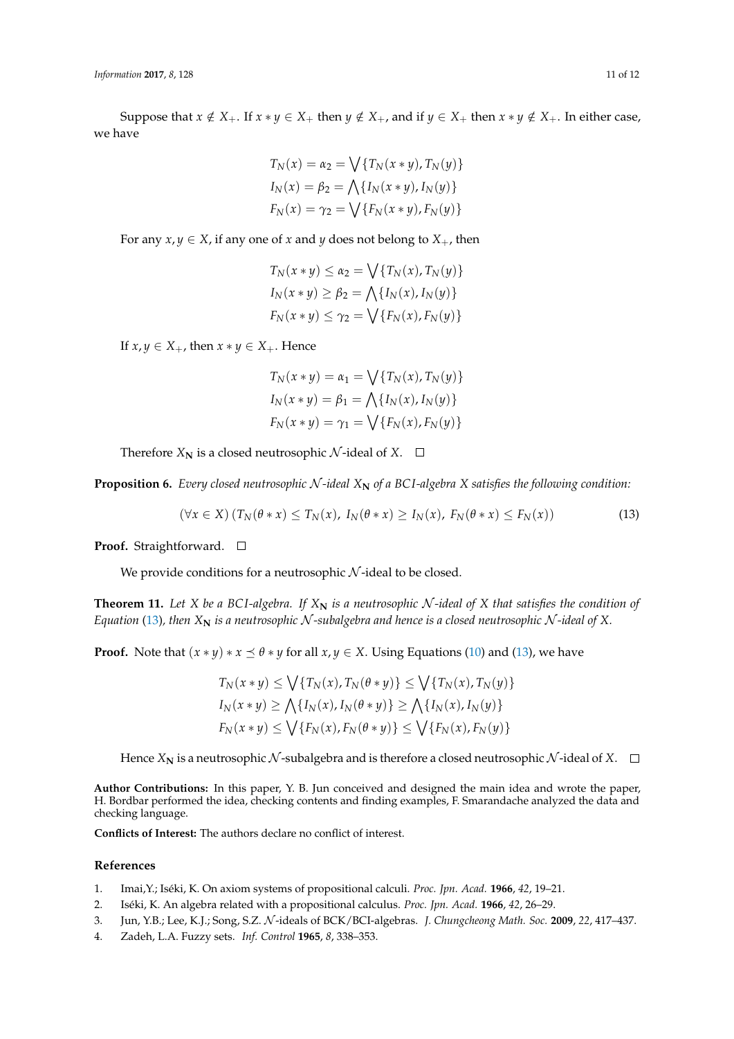Suppose that $x \notin X_+$. If $x * y \in X_+$ then $y \notin X_+$, and if $y \in X_+$ then $x * y \notin X_+$. In either case, we have

$$T_N(x) = \alpha_2 = \bigvee\{T_N(x*y), T_N(y)\}$$
$$I_N(x) = \beta_2 = \bigwedge\{I_N(x*y), I_N(y)\}$$
$$F_N(x) = \gamma_2 = \bigvee\{F_N(x*y), F_N(y)\}$$

For any $x, y \in X$, if any one of $x$ and $y$ does not belong to $X_+$, then

$$T_N(x*y) \leq \alpha_2 = \bigvee\{T_N(x), T_N(y)\}$$
$$I_N(x*y) \geq \beta_2 = \bigwedge\{I_N(x), I_N(y)\}$$
$$F_N(x*y) \leq \gamma_2 = \bigvee\{F_N(x), F_N(y)\}$$

If $x, y \in X_+$, then $x * y \in X_+$. Hence

$$T_N(x*y) = \alpha_1 = \bigvee\{T_N(x), T_N(y)\}$$
$$I_N(x*y) = \beta_1 = \bigwedge\{I_N(x), I_N(y)\}$$
$$F_N(x*y) = \gamma_1 = \bigvee\{F_N(x), F_N(y)\}$$

Therefore $X_{\mathbf{N}}$ is a closed neutrosophic $\mathcal{N}$-ideal of $X$. □

**Proposition 6.** *Every closed neutrosophic $\mathcal{N}$-ideal $X_{\mathbf{N}}$ of a BCI-algebra $X$ satisfies the following condition:*

$$(\forall x \in X)\,(T_N(\theta * x) \leq T_N(x),\ I_N(\theta * x) \geq I_N(x),\ F_N(\theta * x) \leq F_N(x)) \tag{13}$$

**Proof.** Straightforward. □

We provide conditions for a neutrosophic $\mathcal{N}$-ideal to be closed.

**Theorem 11.** *Let $X$ be a BCI-algebra. If $X_{\mathbf{N}}$ is a neutrosophic $\mathcal{N}$-ideal of $X$ that satisfies the condition of Equation (13), then $X_{\mathbf{N}}$ is a neutrosophic $\mathcal{N}$-subalgebra and hence is a closed neutrosophic $\mathcal{N}$-ideal of $X$.*

**Proof.** Note that $(x * y) * x \preceq \theta * y$ for all $x, y \in X$. Using Equations (10) and (13), we have

$$T_N(x*y) \leq \bigvee\{T_N(x), T_N(\theta * y)\} \leq \bigvee\{T_N(x), T_N(y)\}$$
$$I_N(x*y) \geq \bigwedge\{I_N(x), I_N(\theta * y)\} \geq \bigwedge\{I_N(x), I_N(y)\}$$
$$F_N(x*y) \leq \bigvee\{F_N(x), F_N(\theta * y)\} \leq \bigvee\{F_N(x), F_N(y)\}$$

Hence $X_{\mathbf{N}}$ is a neutrosophic $\mathcal{N}$-subalgebra and is therefore a closed neutrosophic $\mathcal{N}$-ideal of $X$. □

**Author Contributions:** In this paper, Y. B. Jun conceived and designed the main idea and wrote the paper, H. Bordbar performed the idea, checking contents and finding examples, F. Smarandache analyzed the data and checking language.

**Conflicts of Interest:** The authors declare no conflict of interest.

## References

1. Imai,Y.; Iséki, K. On axiom systems of propositional calculi. *Proc. Jpn. Acad.* **1966**, *42*, 19–21.
2. Iséki, K. An algebra related with a propositional calculus. *Proc. Jpn. Acad.* **1966**, *42*, 26–29.
3. Jun, Y.B.; Lee, K.J.; Song, S.Z. $\mathcal{N}$-ideals of BCK/BCI-algebras. *J. Chungcheong Math. Soc.* **2009**, *22*, 417–437.
4. Zadeh, L.A. Fuzzy sets. *Inf. Control* **1965**, *8*, 338–353.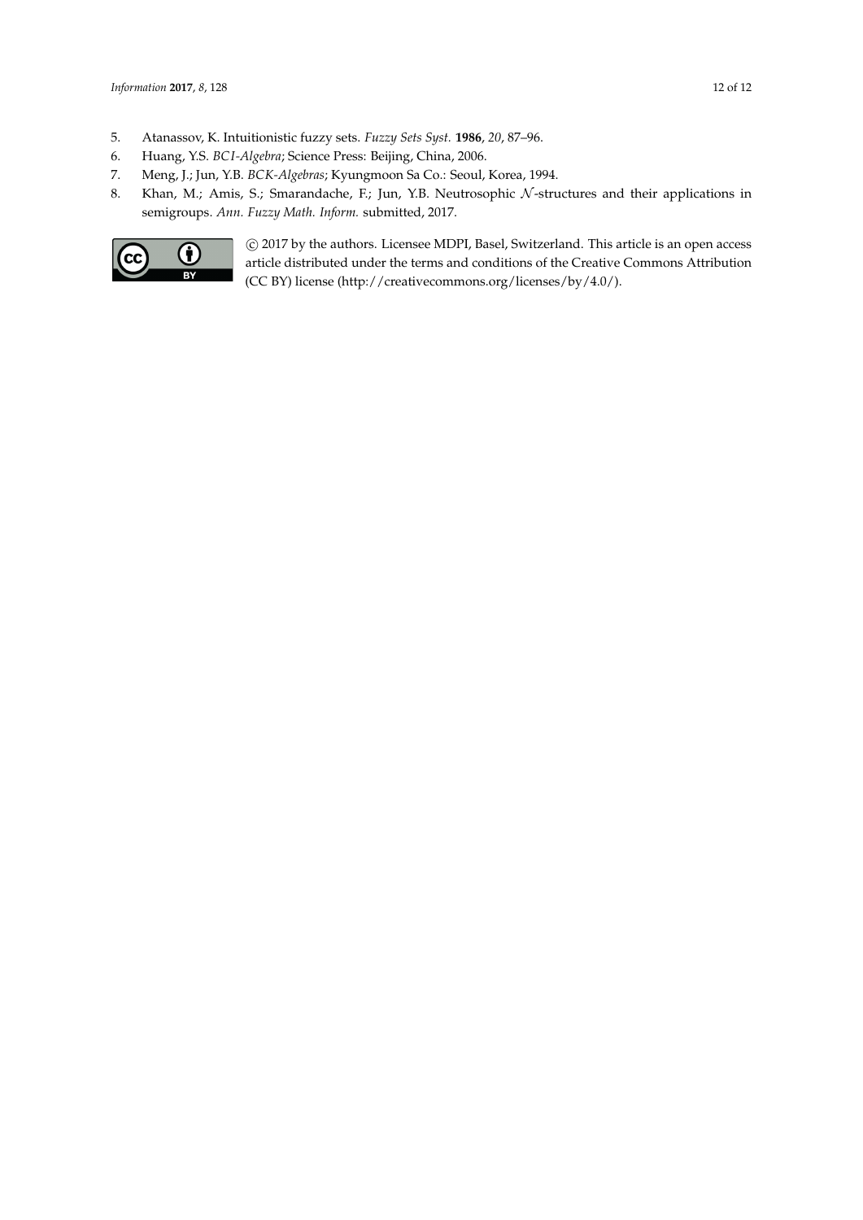5. Atanassov, K. Intuitionistic fuzzy sets. *Fuzzy Sets Syst.* **1986**, *20*, 87–96.
6. Huang, Y.S. *BCI-Algebra*; Science Press: Beijing, China, 2006.
7. Meng, J.; Jun, Y.B. *BCK-Algebras*; Kyungmoon Sa Co.: Seoul, Korea, 1994.
8. Khan, M.; Amis, S.; Smarandache, F.; Jun, Y.B. Neutrosophic $\mathcal{N}$-structures and their applications in semigroups. *Ann. Fuzzy Math. Inform.* submitted, 2017.

© 2017 by the authors. Licensee MDPI, Basel, Switzerland. This article is an open access article distributed under the terms and conditions of the Creative Commons Attribution (CC BY) license (http://creativecommons.org/licenses/by/4.0/).